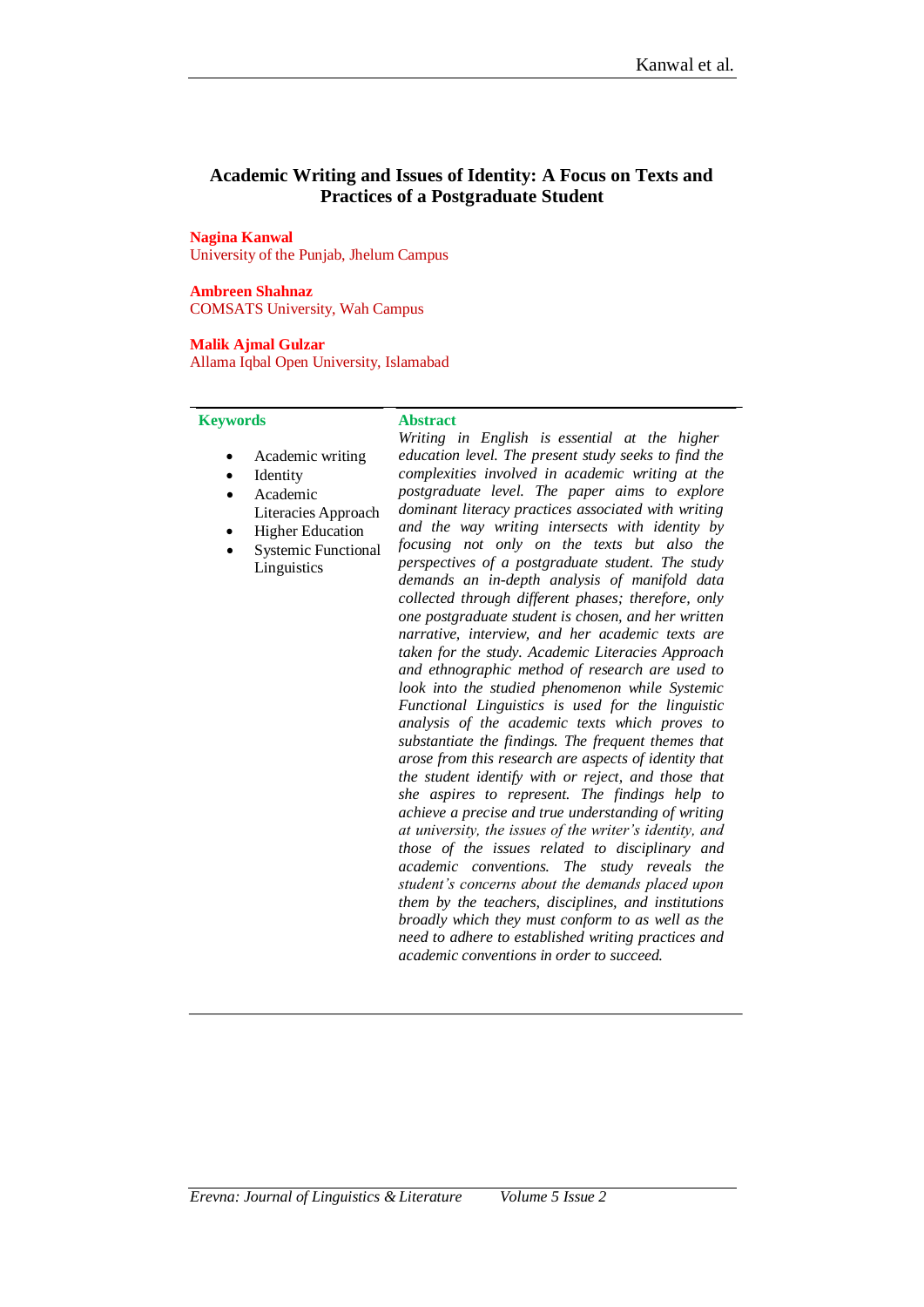# Academic Writing and Issues of Identity: A Focus on Texts and Practices of a Postgraduate Student

**Nagina Kanwal**
University of the Punjab, Jhelum Campus

**Ambreen Shahnaz**
COMSATS University, Wah Campus

**Malik Ajmal Gulzar**
Allama Iqbal Open University, Islamabad

**Keywords**

- Academic writing
- Identity
- Academic Literacies Approach
- Higher Education
- Systemic Functional Linguistics

**Abstract**

*Writing in English is essential at the higher education level. The present study seeks to find the complexities involved in academic writing at the postgraduate level. The paper aims to explore dominant literacy practices associated with writing and the way writing intersects with identity by focusing not only on the texts but also the perspectives of a postgraduate student. The study demands an in-depth analysis of manifold data collected through different phases; therefore, only one postgraduate student is chosen, and her written narrative, interview, and her academic texts are taken for the study. Academic Literacies Approach and ethnographic method of research are used to look into the studied phenomenon while Systemic Functional Linguistics is used for the linguistic analysis of the academic texts which proves to substantiate the findings. The frequent themes that arose from this research are aspects of identity that the student identify with or reject, and those that she aspires to represent. The findings help to achieve a precise and true understanding of writing at university, the issues of the writer's identity, and those of the issues related to disciplinary and academic conventions. The study reveals the student's concerns about the demands placed upon them by the teachers, disciplines, and institutions broadly which they must conform to as well as the need to adhere to established writing practices and academic conventions in order to succeed.*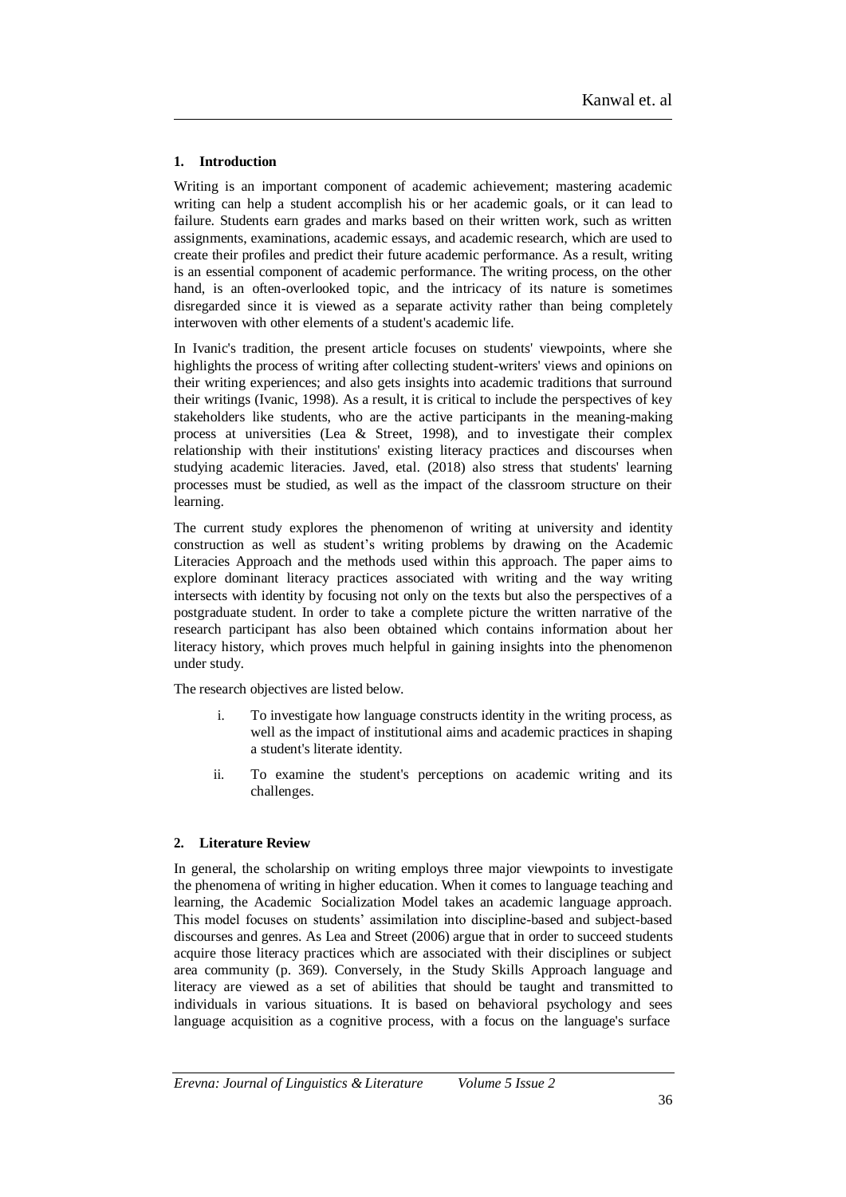## 1. Introduction

Writing is an important component of academic achievement; mastering academic writing can help a student accomplish his or her academic goals, or it can lead to failure. Students earn grades and marks based on their written work, such as written assignments, examinations, academic essays, and academic research, which are used to create their profiles and predict their future academic performance. As a result, writing is an essential component of academic performance. The writing process, on the other hand, is an often-overlooked topic, and the intricacy of its nature is sometimes disregarded since it is viewed as a separate activity rather than being completely interwoven with other elements of a student's academic life.

In Ivanic's tradition, the present article focuses on students' viewpoints, where she highlights the process of writing after collecting student-writers' views and opinions on their writing experiences; and also gets insights into academic traditions that surround their writings (Ivanic, 1998). As a result, it is critical to include the perspectives of key stakeholders like students, who are the active participants in the meaning-making process at universities (Lea & Street, 1998), and to investigate their complex relationship with their institutions' existing literacy practices and discourses when studying academic literacies. Javed, etal. (2018) also stress that students' learning processes must be studied, as well as the impact of the classroom structure on their learning.

The current study explores the phenomenon of writing at university and identity construction as well as student's writing problems by drawing on the Academic Literacies Approach and the methods used within this approach. The paper aims to explore dominant literacy practices associated with writing and the way writing intersects with identity by focusing not only on the texts but also the perspectives of a postgraduate student. In order to take a complete picture the written narrative of the research participant has also been obtained which contains information about her literacy history, which proves much helpful in gaining insights into the phenomenon under study.

The research objectives are listed below.

i. To investigate how language constructs identity in the writing process, as well as the impact of institutional aims and academic practices in shaping a student's literate identity.

ii. To examine the student's perceptions on academic writing and its challenges.

## 2. Literature Review

In general, the scholarship on writing employs three major viewpoints to investigate the phenomena of writing in higher education. When it comes to language teaching and learning, the Academic Socialization Model takes an academic language approach. This model focuses on students' assimilation into discipline-based and subject-based discourses and genres. As Lea and Street (2006) argue that in order to succeed students acquire those literacy practices which are associated with their disciplines or subject area community (p. 369). Conversely, in the Study Skills Approach language and literacy are viewed as a set of abilities that should be taught and transmitted to individuals in various situations. It is based on behavioral psychology and sees language acquisition as a cognitive process, with a focus on the language's surface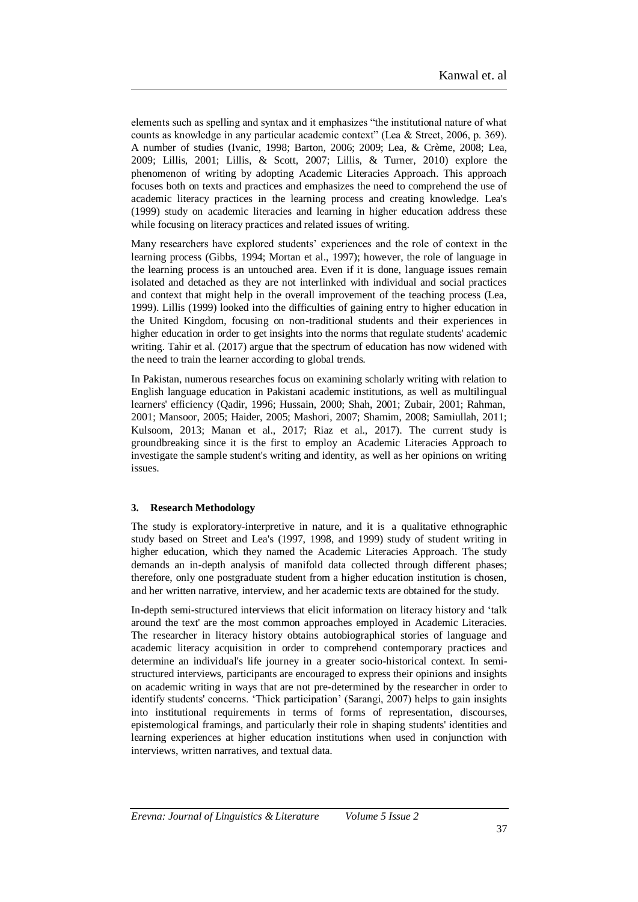elements such as spelling and syntax and it emphasizes "the institutional nature of what counts as knowledge in any particular academic context" (Lea & Street, 2006, p. 369). A number of studies (Ivanic, 1998; Barton, 2006; 2009; Lea, & Crème, 2008; Lea, 2009; Lillis, 2001; Lillis, & Scott, 2007; Lillis, & Turner, 2010) explore the phenomenon of writing by adopting Academic Literacies Approach. This approach focuses both on texts and practices and emphasizes the need to comprehend the use of academic literacy practices in the learning process and creating knowledge. Lea's (1999) study on academic literacies and learning in higher education address these while focusing on literacy practices and related issues of writing.

Many researchers have explored students' experiences and the role of context in the learning process (Gibbs, 1994; Mortan et al., 1997); however, the role of language in the learning process is an untouched area. Even if it is done, language issues remain isolated and detached as they are not interlinked with individual and social practices and context that might help in the overall improvement of the teaching process (Lea, 1999). Lillis (1999) looked into the difficulties of gaining entry to higher education in the United Kingdom, focusing on non-traditional students and their experiences in higher education in order to get insights into the norms that regulate students' academic writing. Tahir et al. (2017) argue that the spectrum of education has now widened with the need to train the learner according to global trends.

In Pakistan, numerous researches focus on examining scholarly writing with relation to English language education in Pakistani academic institutions, as well as multilingual learners' efficiency (Qadir, 1996; Hussain, 2000; Shah, 2001; Zubair, 2001; Rahman, 2001; Mansoor, 2005; Haider, 2005; Mashori, 2007; Shamim, 2008; Samiullah, 2011; Kulsoom, 2013; Manan et al., 2017; Riaz et al., 2017). The current study is groundbreaking since it is the first to employ an Academic Literacies Approach to investigate the sample student's writing and identity, as well as her opinions on writing issues.

## 3. Research Methodology

The study is exploratory-interpretive in nature, and it is a qualitative ethnographic study based on Street and Lea's (1997, 1998, and 1999) study of student writing in higher education, which they named the Academic Literacies Approach. The study demands an in-depth analysis of manifold data collected through different phases; therefore, only one postgraduate student from a higher education institution is chosen, and her written narrative, interview, and her academic texts are obtained for the study.

In-depth semi-structured interviews that elicit information on literacy history and 'talk around the text' are the most common approaches employed in Academic Literacies. The researcher in literacy history obtains autobiographical stories of language and academic literacy acquisition in order to comprehend contemporary practices and determine an individual's life journey in a greater socio-historical context. In semi-structured interviews, participants are encouraged to express their opinions and insights on academic writing in ways that are not pre-determined by the researcher in order to identify students' concerns. 'Thick participation' (Sarangi, 2007) helps to gain insights into institutional requirements in terms of forms of representation, discourses, epistemological framings, and particularly their role in shaping students' identities and learning experiences at higher education institutions when used in conjunction with interviews, written narratives, and textual data.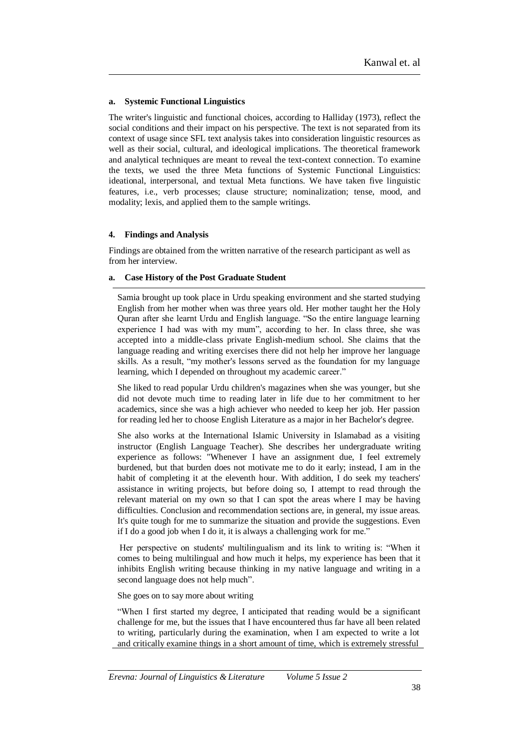### a. Systemic Functional Linguistics

The writer's linguistic and functional choices, according to Halliday (1973), reflect the social conditions and their impact on his perspective. The text is not separated from its context of usage since SFL text analysis takes into consideration linguistic resources as well as their social, cultural, and ideological implications. The theoretical framework and analytical techniques are meant to reveal the text-context connection. To examine the texts, we used the three Meta functions of Systemic Functional Linguistics: ideational, interpersonal, and textual Meta functions. We have taken five linguistic features, i.e., verb processes; clause structure; nominalization; tense, mood, and modality; lexis, and applied them to the sample writings.

## 4. Findings and Analysis

Findings are obtained from the written narrative of the research participant as well as from her interview.

### a. Case History of the Post Graduate Student

Samia brought up took place in Urdu speaking environment and she started studying English from her mother when was three years old. Her mother taught her the Holy Quran after she learnt Urdu and English language. "So the entire language learning experience I had was with my mum", according to her. In class three, she was accepted into a middle-class private English-medium school. She claims that the language reading and writing exercises there did not help her improve her language skills. As a result, "my mother's lessons served as the foundation for my language learning, which I depended on throughout my academic career."

She liked to read popular Urdu children's magazines when she was younger, but she did not devote much time to reading later in life due to her commitment to her academics, since she was a high achiever who needed to keep her job. Her passion for reading led her to choose English Literature as a major in her Bachelor's degree.

She also works at the International Islamic University in Islamabad as a visiting instructor (English Language Teacher). She describes her undergraduate writing experience as follows: "Whenever I have an assignment due, I feel extremely burdened, but that burden does not motivate me to do it early; instead, I am in the habit of completing it at the eleventh hour. With addition, I do seek my teachers' assistance in writing projects, but before doing so, I attempt to read through the relevant material on my own so that I can spot the areas where I may be having difficulties. Conclusion and recommendation sections are, in general, my issue areas. It's quite tough for me to summarize the situation and provide the suggestions. Even if I do a good job when I do it, it is always a challenging work for me."

Her perspective on students' multilingualism and its link to writing is: "When it comes to being multilingual and how much it helps, my experience has been that it inhibits English writing because thinking in my native language and writing in a second language does not help much".

She goes on to say more about writing

"When I first started my degree, I anticipated that reading would be a significant challenge for me, but the issues that I have encountered thus far have all been related to writing, particularly during the examination, when I am expected to write a lot and critically examine things in a short amount of time, which is extremely stressful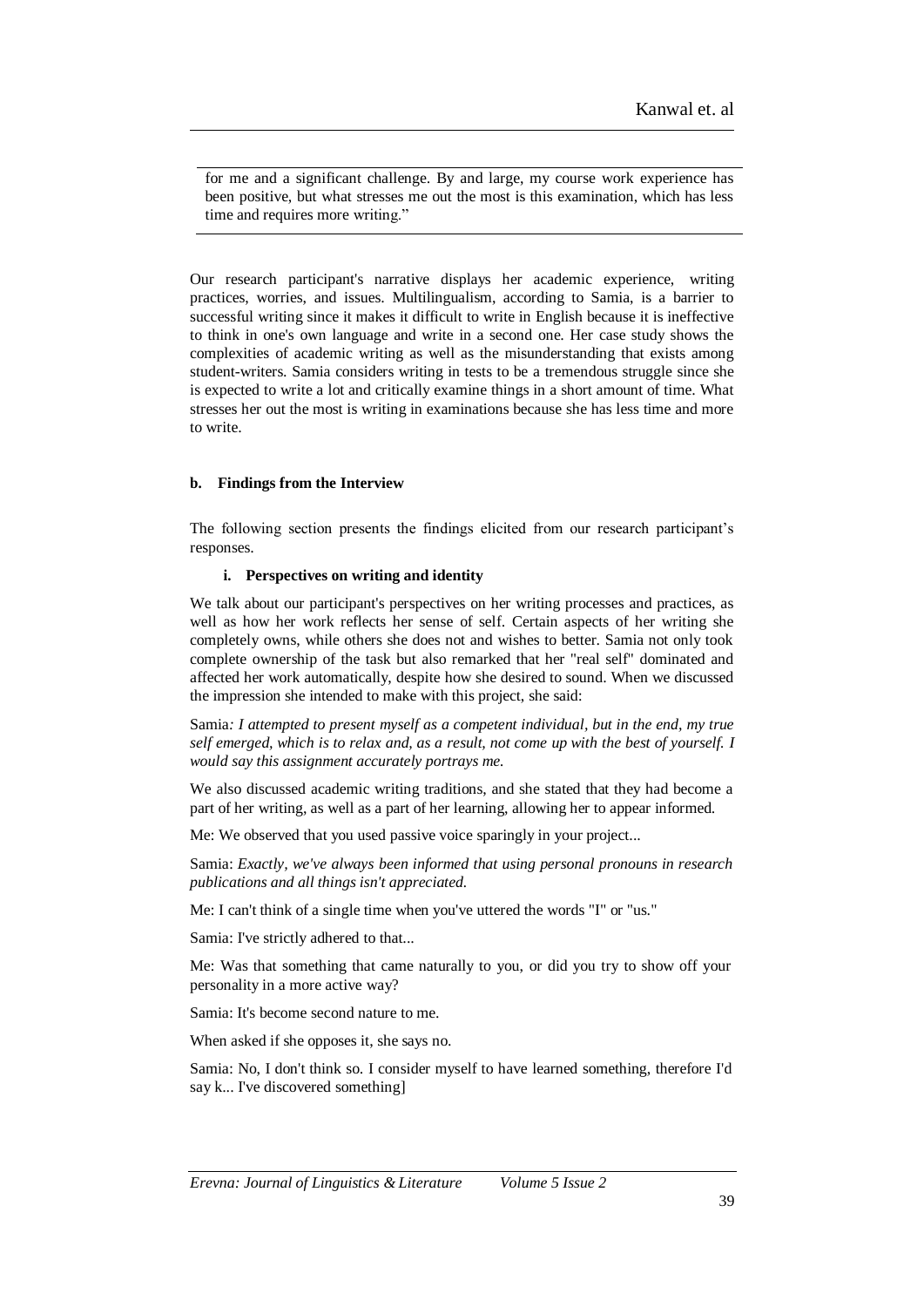for me and a significant challenge. By and large, my course work experience has been positive, but what stresses me out the most is this examination, which has less time and requires more writing."

Our research participant's narrative displays her academic experience, writing practices, worries, and issues. Multilingualism, according to Samia, is a barrier to successful writing since it makes it difficult to write in English because it is ineffective to think in one's own language and write in a second one. Her case study shows the complexities of academic writing as well as the misunderstanding that exists among student-writers. Samia considers writing in tests to be a tremendous struggle since she is expected to write a lot and critically examine things in a short amount of time. What stresses her out the most is writing in examinations because she has less time and more to write.

#### b. Findings from the Interview

The following section presents the findings elicited from our research participant's responses.

##### i. Perspectives on writing and identity

We talk about our participant's perspectives on her writing processes and practices, as well as how her work reflects her sense of self. Certain aspects of her writing she completely owns, while others she does not and wishes to better. Samia not only took complete ownership of the task but also remarked that her "real self" dominated and affected her work automatically, despite how she desired to sound. When we discussed the impression she intended to make with this project, she said:

Samia*: I attempted to present myself as a competent individual, but in the end, my true self emerged, which is to relax and, as a result, not come up with the best of yourself. I would say this assignment accurately portrays me.*

We also discussed academic writing traditions, and she stated that they had become a part of her writing, as well as a part of her learning, allowing her to appear informed.

Me: We observed that you used passive voice sparingly in your project...

Samia: *Exactly, we've always been informed that using personal pronouns in research publications and all things isn't appreciated.*

Me: I can't think of a single time when you've uttered the words "I" or "us."

Samia: I've strictly adhered to that...

Me: Was that something that came naturally to you, or did you try to show off your personality in a more active way?

Samia: It's become second nature to me.

When asked if she opposes it, she says no.

Samia: No, I don't think so. I consider myself to have learned something, therefore I'd say k... I've discovered something]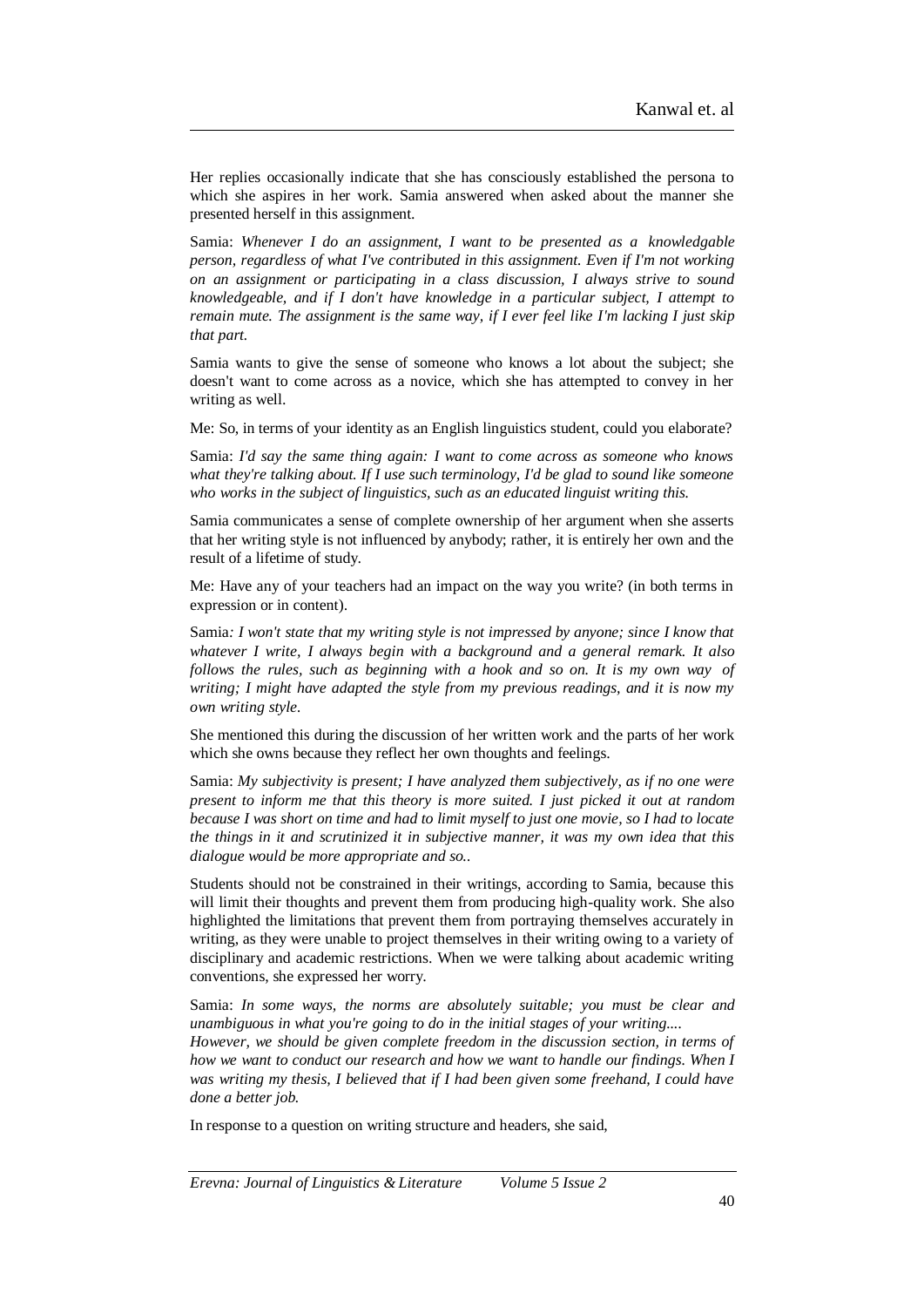Her replies occasionally indicate that she has consciously established the persona to which she aspires in her work. Samia answered when asked about the manner she presented herself in this assignment.

Samia: *Whenever I do an assignment, I want to be presented as a knowledgable person, regardless of what I've contributed in this assignment. Even if I'm not working on an assignment or participating in a class discussion, I always strive to sound knowledgeable, and if I don't have knowledge in a particular subject, I attempt to remain mute. The assignment is the same way, if I ever feel like I'm lacking I just skip that part.*

Samia wants to give the sense of someone who knows a lot about the subject; she doesn't want to come across as a novice, which she has attempted to convey in her writing as well.

Me: So, in terms of your identity as an English linguistics student, could you elaborate?

Samia: *I'd say the same thing again: I want to come across as someone who knows what they're talking about. If I use such terminology, I'd be glad to sound like someone who works in the subject of linguistics, such as an educated linguist writing this.*

Samia communicates a sense of complete ownership of her argument when she asserts that her writing style is not influenced by anybody; rather, it is entirely her own and the result of a lifetime of study.

Me: Have any of your teachers had an impact on the way you write? (in both terms in expression or in content).

Samia*: I won't state that my writing style is not impressed by anyone; since I know that whatever I write, I always begin with a background and a general remark. It also follows the rules, such as beginning with a hook and so on. It is my own way of writing; I might have adapted the style from my previous readings, and it is now my own writing style.*

She mentioned this during the discussion of her written work and the parts of her work which she owns because they reflect her own thoughts and feelings.

Samia: *My subjectivity is present; I have analyzed them subjectively, as if no one were present to inform me that this theory is more suited. I just picked it out at random because I was short on time and had to limit myself to just one movie, so I had to locate the things in it and scrutinized it in subjective manner, it was my own idea that this dialogue would be more appropriate and so..*

Students should not be constrained in their writings, according to Samia, because this will limit their thoughts and prevent them from producing high-quality work. She also highlighted the limitations that prevent them from portraying themselves accurately in writing, as they were unable to project themselves in their writing owing to a variety of disciplinary and academic restrictions. When we were talking about academic writing conventions, she expressed her worry.

Samia: *In some ways, the norms are absolutely suitable; you must be clear and unambiguous in what you're going to do in the initial stages of your writing.... However, we should be given complete freedom in the discussion section, in terms of how we want to conduct our research and how we want to handle our findings. When I was writing my thesis, I believed that if I had been given some freehand, I could have done a better job.*

In response to a question on writing structure and headers, she said,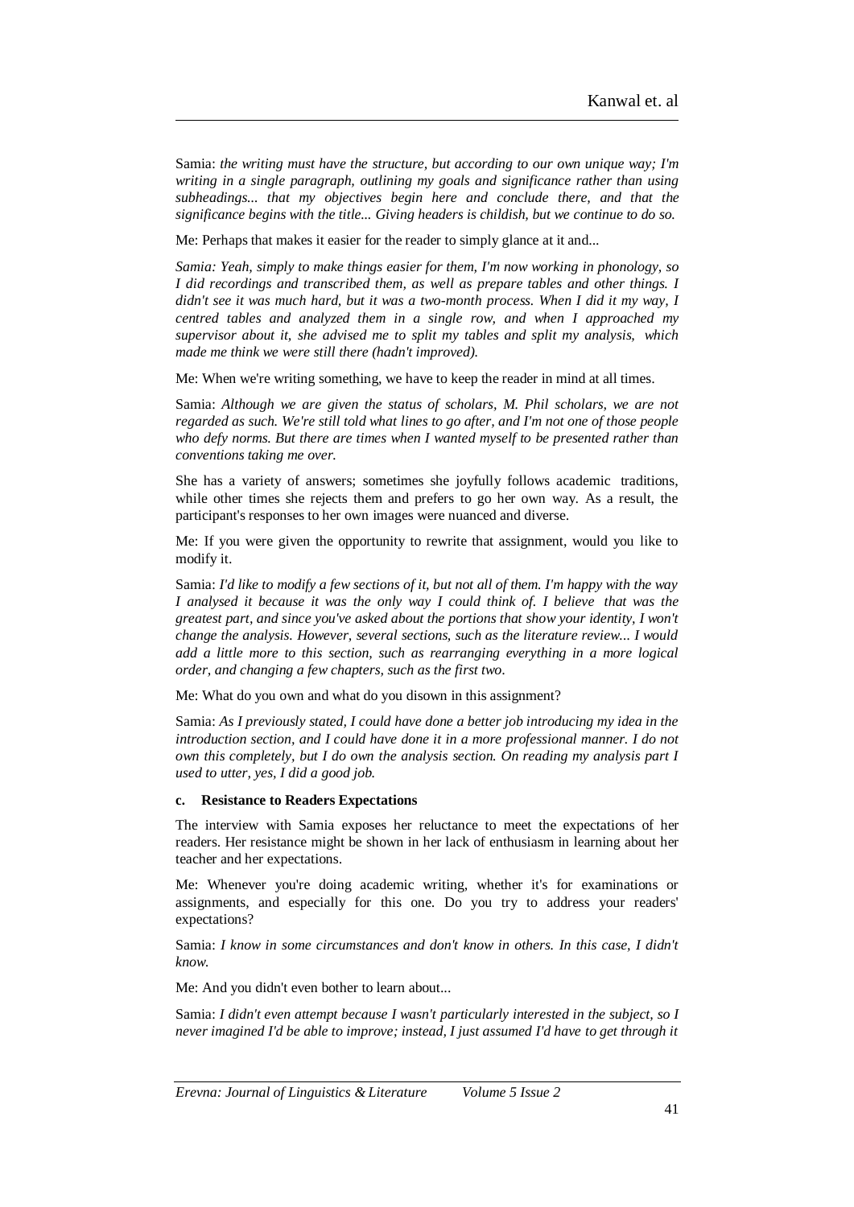Samia: *the writing must have the structure, but according to our own unique way; I'm writing in a single paragraph, outlining my goals and significance rather than using subheadings... that my objectives begin here and conclude there, and that the significance begins with the title... Giving headers is childish, but we continue to do so.*

Me: Perhaps that makes it easier for the reader to simply glance at it and...

*Samia: Yeah, simply to make things easier for them, I'm now working in phonology, so I did recordings and transcribed them, as well as prepare tables and other things. I didn't see it was much hard, but it was a two-month process. When I did it my way, I centred tables and analyzed them in a single row, and when I approached my supervisor about it, she advised me to split my tables and split my analysis, which made me think we were still there (hadn't improved).*

Me: When we're writing something, we have to keep the reader in mind at all times.

Samia: *Although we are given the status of scholars, M. Phil scholars, we are not regarded as such. We're still told what lines to go after, and I'm not one of those people who defy norms. But there are times when I wanted myself to be presented rather than conventions taking me over.*

She has a variety of answers; sometimes she joyfully follows academic traditions, while other times she rejects them and prefers to go her own way. As a result, the participant's responses to her own images were nuanced and diverse.

Me: If you were given the opportunity to rewrite that assignment, would you like to modify it.

Samia: *I'd like to modify a few sections of it, but not all of them. I'm happy with the way I analysed it because it was the only way I could think of. I believe that was the greatest part, and since you've asked about the portions that show your identity, I won't change the analysis. However, several sections, such as the literature review... I would add a little more to this section, such as rearranging everything in a more logical order, and changing a few chapters, such as the first two.*

Me: What do you own and what do you disown in this assignment?

Samia: *As I previously stated, I could have done a better job introducing my idea in the introduction section, and I could have done it in a more professional manner. I do not own this completely, but I do own the analysis section. On reading my analysis part I used to utter, yes, I did a good job.*

#### c. Resistance to Readers Expectations

The interview with Samia exposes her reluctance to meet the expectations of her readers. Her resistance might be shown in her lack of enthusiasm in learning about her teacher and her expectations.

Me: Whenever you're doing academic writing, whether it's for examinations or assignments, and especially for this one. Do you try to address your readers' expectations?

Samia: *I know in some circumstances and don't know in others. In this case, I didn't know.*

Me: And you didn't even bother to learn about...

Samia: *I didn't even attempt because I wasn't particularly interested in the subject, so I never imagined I'd be able to improve; instead, I just assumed I'd have to get through it*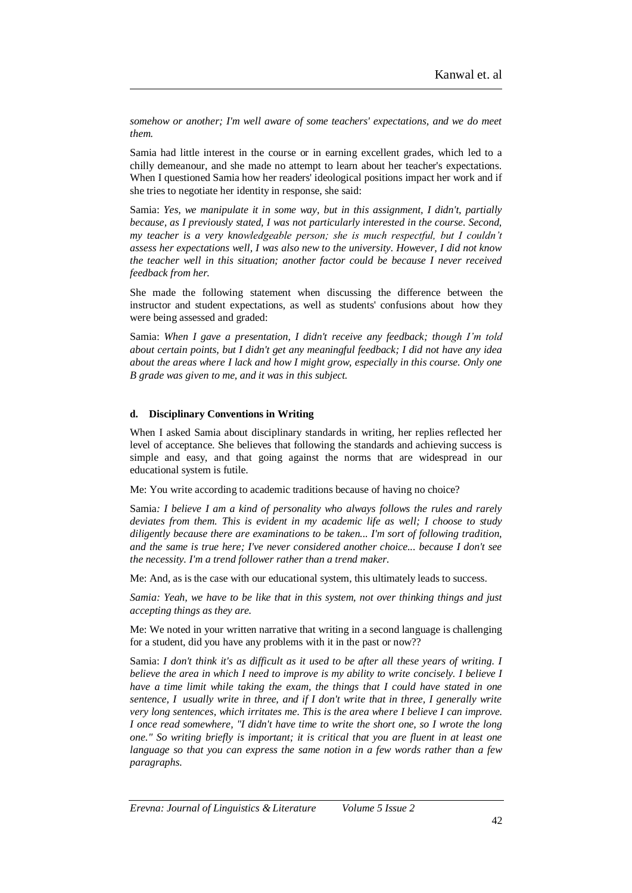*somehow or another; I'm well aware of some teachers' expectations, and we do meet them.*

Samia had little interest in the course or in earning excellent grades, which led to a chilly demeanour, and she made no attempt to learn about her teacher's expectations. When I questioned Samia how her readers' ideological positions impact her work and if she tries to negotiate her identity in response, she said:

Samia: *Yes, we manipulate it in some way, but in this assignment, I didn't, partially because, as I previously stated, I was not particularly interested in the course. Second, my teacher is a very knowledgeable person; she is much respectful, but I couldn't assess her expectations well, I was also new to the university. However, I did not know the teacher well in this situation; another factor could be because I never received feedback from her.*

She made the following statement when discussing the difference between the instructor and student expectations, as well as students' confusions about how they were being assessed and graded:

Samia: *When I gave a presentation, I didn't receive any feedback; though I'm told about certain points, but I didn't get any meaningful feedback; I did not have any idea about the areas where I lack and how I might grow, especially in this course. Only one B grade was given to me, and it was in this subject.*

#### d. Disciplinary Conventions in Writing

When I asked Samia about disciplinary standards in writing, her replies reflected her level of acceptance. She believes that following the standards and achieving success is simple and easy, and that going against the norms that are widespread in our educational system is futile.

Me: You write according to academic traditions because of having no choice?

Samia*: I believe I am a kind of personality who always follows the rules and rarely deviates from them. This is evident in my academic life as well; I choose to study diligently because there are examinations to be taken... I'm sort of following tradition, and the same is true here; I've never considered another choice... because I don't see the necessity. I'm a trend follower rather than a trend maker.*

Me: And, as is the case with our educational system, this ultimately leads to success.

*Samia: Yeah, we have to be like that in this system, not over thinking things and just accepting things as they are.*

Me: We noted in your written narrative that writing in a second language is challenging for a student, did you have any problems with it in the past or now??

Samia: *I don't think it's as difficult as it used to be after all these years of writing. I believe the area in which I need to improve is my ability to write concisely. I believe I have a time limit while taking the exam, the things that I could have stated in one sentence, I usually write in three, and if I don't write that in three, I generally write very long sentences, which irritates me. This is the area where I believe I can improve. I once read somewhere, "I didn't have time to write the short one, so I wrote the long one." So writing briefly is important; it is critical that you are fluent in at least one language so that you can express the same notion in a few words rather than a few paragraphs.*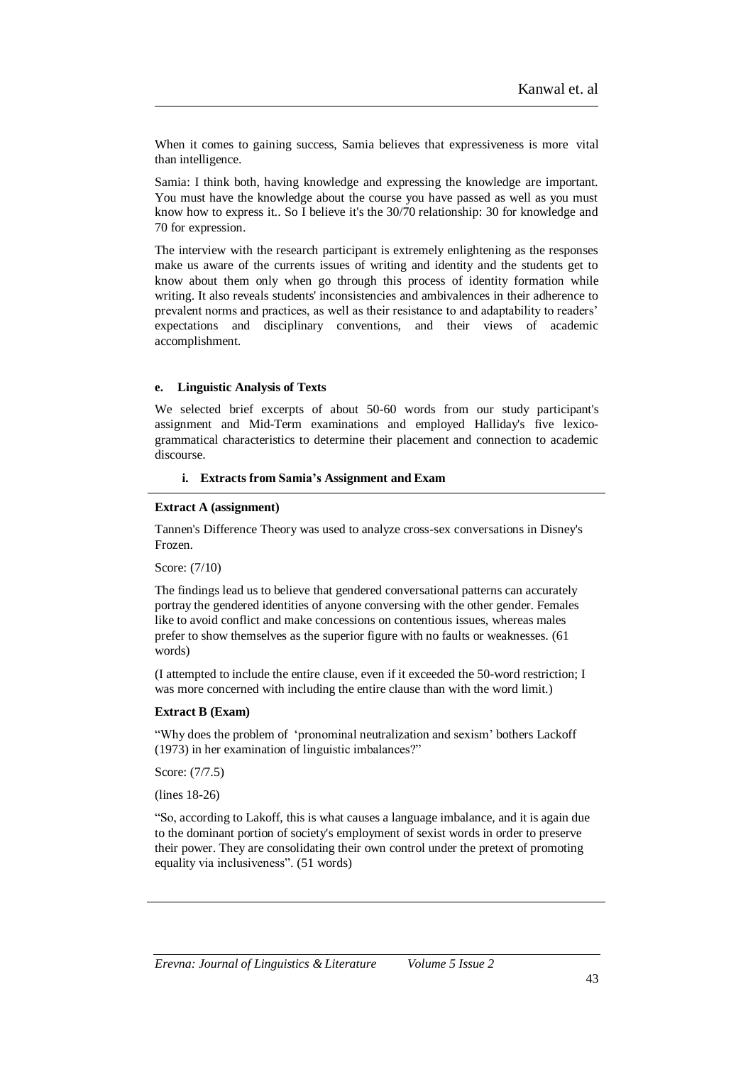When it comes to gaining success, Samia believes that expressiveness is more vital than intelligence.

Samia: I think both, having knowledge and expressing the knowledge are important. You must have the knowledge about the course you have passed as well as you must know how to express it.. So I believe it's the 30/70 relationship: 30 for knowledge and 70 for expression.

The interview with the research participant is extremely enlightening as the responses make us aware of the currents issues of writing and identity and the students get to know about them only when go through this process of identity formation while writing. It also reveals students' inconsistencies and ambivalences in their adherence to prevalent norms and practices, as well as their resistance to and adaptability to readers' expectations and disciplinary conventions, and their views of academic accomplishment.

#### e. Linguistic Analysis of Texts

We selected brief excerpts of about 50-60 words from our study participant's assignment and Mid-Term examinations and employed Halliday's five lexico-grammatical characteristics to determine their placement and connection to academic discourse.

##### i. Extracts from Samia's Assignment and Exam

**Extract A (assignment)**

Tannen's Difference Theory was used to analyze cross-sex conversations in Disney's Frozen.

Score: (7/10)

The findings lead us to believe that gendered conversational patterns can accurately portray the gendered identities of anyone conversing with the other gender. Females like to avoid conflict and make concessions on contentious issues, whereas males prefer to show themselves as the superior figure with no faults or weaknesses. (61 words)

(I attempted to include the entire clause, even if it exceeded the 50-word restriction; I was more concerned with including the entire clause than with the word limit.)

**Extract B (Exam)**

"Why does the problem of 'pronominal neutralization and sexism' bothers Lackoff (1973) in her examination of linguistic imbalances?"

Score: (7/7.5)

(lines 18-26)

"So, according to Lakoff, this is what causes a language imbalance, and it is again due to the dominant portion of society's employment of sexist words in order to preserve their power. They are consolidating their own control under the pretext of promoting equality via inclusiveness". (51 words)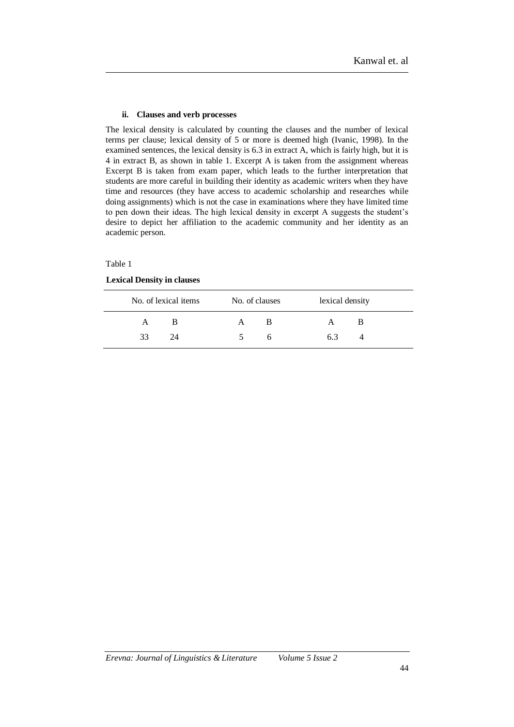#### ii. Clauses and verb processes

The lexical density is calculated by counting the clauses and the number of lexical terms per clause; lexical density of 5 or more is deemed high (Ivanic, 1998). In the examined sentences, the lexical density is 6.3 in extract A, which is fairly high, but it is 4 in extract B, as shown in table 1. Excerpt A is taken from the assignment whereas Excerpt B is taken from exam paper, which leads to the further interpretation that students are more careful in building their identity as academic writers when they have time and resources (they have access to academic scholarship and researches while doing assignments) which is not the case in examinations where they have limited time to pen down their ideas. The high lexical density in excerpt A suggests the student's desire to depict her affiliation to the academic community and her identity as an academic person.

Table 1

**Lexical Density in clauses**

| No. of lexical items | | No. of clauses | | lexical density | |
|---|---|---|---|---|---|
| A | B | A | B | A | B |
| 33 | 24 | 5 | 6 | 6.3 | 4 |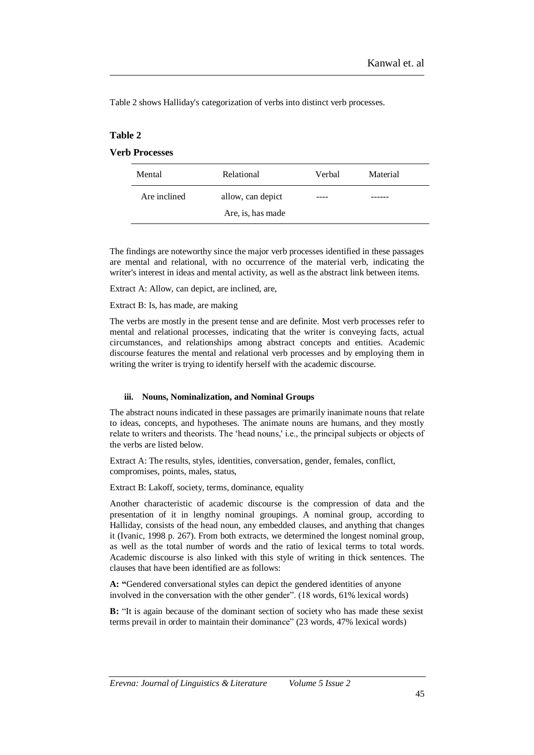Table 2 shows Halliday's categorization of verbs into distinct verb processes.

**Table 2**

**Verb Processes**

| Mental | Relational | Verbal | Material |
|---|---|---|---|
| Are inclined | allow, can depict<br>Are, is, has made | ---- | ------ |

The findings are noteworthy since the major verb processes identified in these passages are mental and relational, with no occurrence of the material verb, indicating the writer's interest in ideas and mental activity, as well as the abstract link between items.

Extract A: Allow, can depict, are inclined, are,

Extract B: Is, has made, are making

The verbs are mostly in the present tense and are definite. Most verb processes refer to mental and relational processes, indicating that the writer is conveying facts, actual circumstances, and relationships among abstract concepts and entities. Academic discourse features the mental and relational verb processes and by employing them in writing the writer is trying to identify herself with the academic discourse.

#### iii. Nouns, Nominalization, and Nominal Groups

The abstract nouns indicated in these passages are primarily inanimate nouns that relate to ideas, concepts, and hypotheses. The animate nouns are humans, and they mostly relate to writers and theorists. The 'head nouns,' i.e., the principal subjects or objects of the verbs are listed below.

Extract A: The results, styles, identities, conversation, gender, females, conflict, compromises, points, males, status,

Extract B: Lakoff, society, terms, dominance, equality

Another characteristic of academic discourse is the compression of data and the presentation of it in lengthy nominal groupings. A nominal group, according to Halliday, consists of the head noun, any embedded clauses, and anything that changes it (Ivanic, 1998 p. 267). From both extracts, we determined the longest nominal group, as well as the total number of words and the ratio of lexical terms to total words. Academic discourse is also linked with this style of writing in thick sentences. The clauses that have been identified are as follows:

**A: "**Gendered conversational styles can depict the gendered identities of anyone involved in the conversation with the other gender". (18 words, 61% lexical words)

**B:** "It is again because of the dominant section of society who has made these sexist terms prevail in order to maintain their dominance" (23 words, 47% lexical words)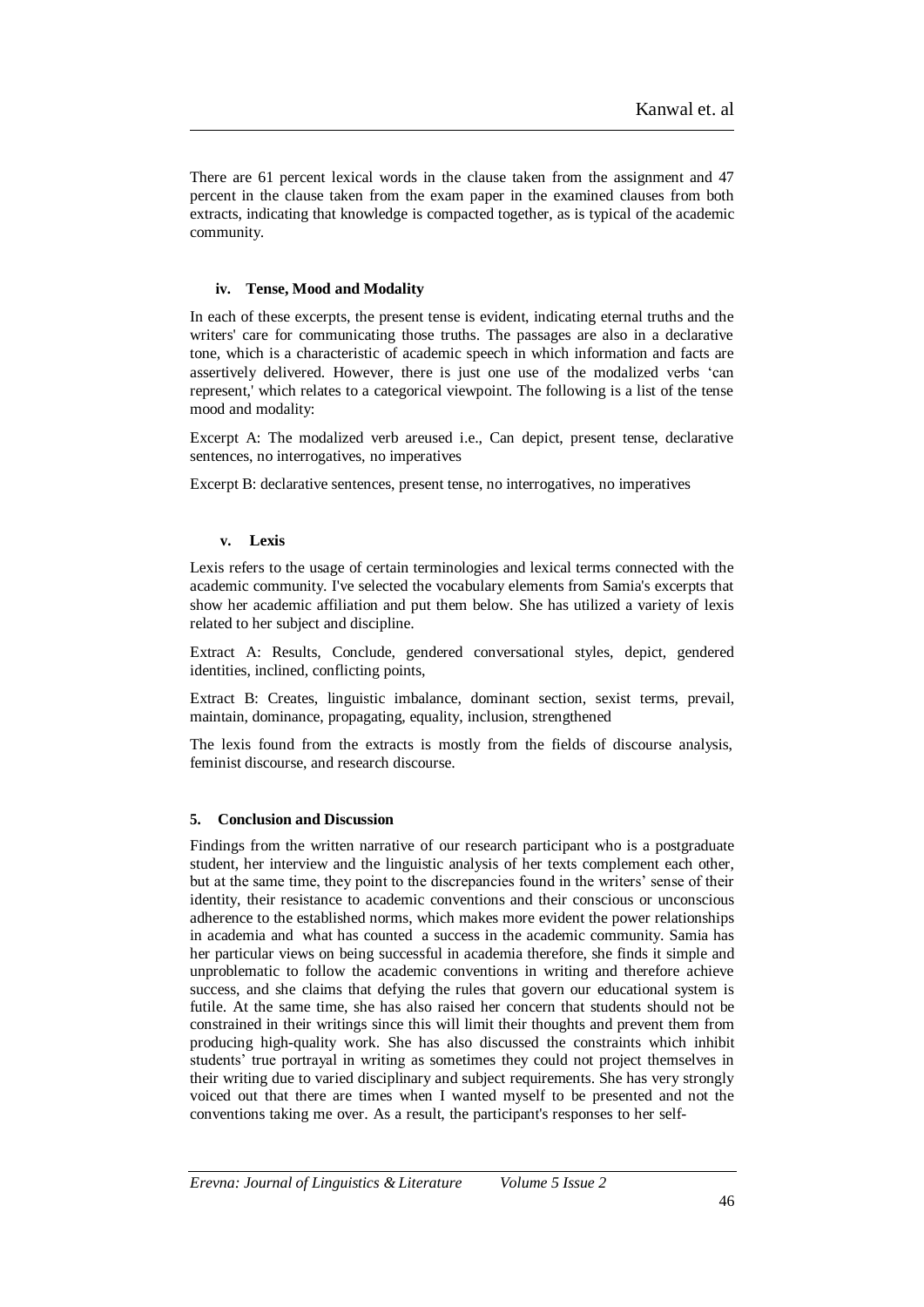There are 61 percent lexical words in the clause taken from the assignment and 47 percent in the clause taken from the exam paper in the examined clauses from both extracts, indicating that knowledge is compacted together, as is typical of the academic community.

#### iv. Tense, Mood and Modality

In each of these excerpts, the present tense is evident, indicating eternal truths and the writers' care for communicating those truths. The passages are also in a declarative tone, which is a characteristic of academic speech in which information and facts are assertively delivered. However, there is just one use of the modalized verbs 'can represent,' which relates to a categorical viewpoint. The following is a list of the tense mood and modality:

Excerpt A: The modalized verb areused i.e., Can depict, present tense, declarative sentences, no interrogatives, no imperatives

Excerpt B: declarative sentences, present tense, no interrogatives, no imperatives

#### v. Lexis

Lexis refers to the usage of certain terminologies and lexical terms connected with the academic community. I've selected the vocabulary elements from Samia's excerpts that show her academic affiliation and put them below. She has utilized a variety of lexis related to her subject and discipline.

Extract A: Results, Conclude, gendered conversational styles, depict, gendered identities, inclined, conflicting points,

Extract B: Creates, linguistic imbalance, dominant section, sexist terms, prevail, maintain, dominance, propagating, equality, inclusion, strengthened

The lexis found from the extracts is mostly from the fields of discourse analysis, feminist discourse, and research discourse.

## 5. Conclusion and Discussion

Findings from the written narrative of our research participant who is a postgraduate student, her interview and the linguistic analysis of her texts complement each other, but at the same time, they point to the discrepancies found in the writers' sense of their identity, their resistance to academic conventions and their conscious or unconscious adherence to the established norms, which makes more evident the power relationships in academia and what has counted a success in the academic community. Samia has her particular views on being successful in academia therefore, she finds it simple and unproblematic to follow the academic conventions in writing and therefore achieve success, and she claims that defying the rules that govern our educational system is futile. At the same time, she has also raised her concern that students should not be constrained in their writings since this will limit their thoughts and prevent them from producing high-quality work. She has also discussed the constraints which inhibit students' true portrayal in writing as sometimes they could not project themselves in their writing due to varied disciplinary and subject requirements. She has very strongly voiced out that there are times when I wanted myself to be presented and not the conventions taking me over. As a result, the participant's responses to her self-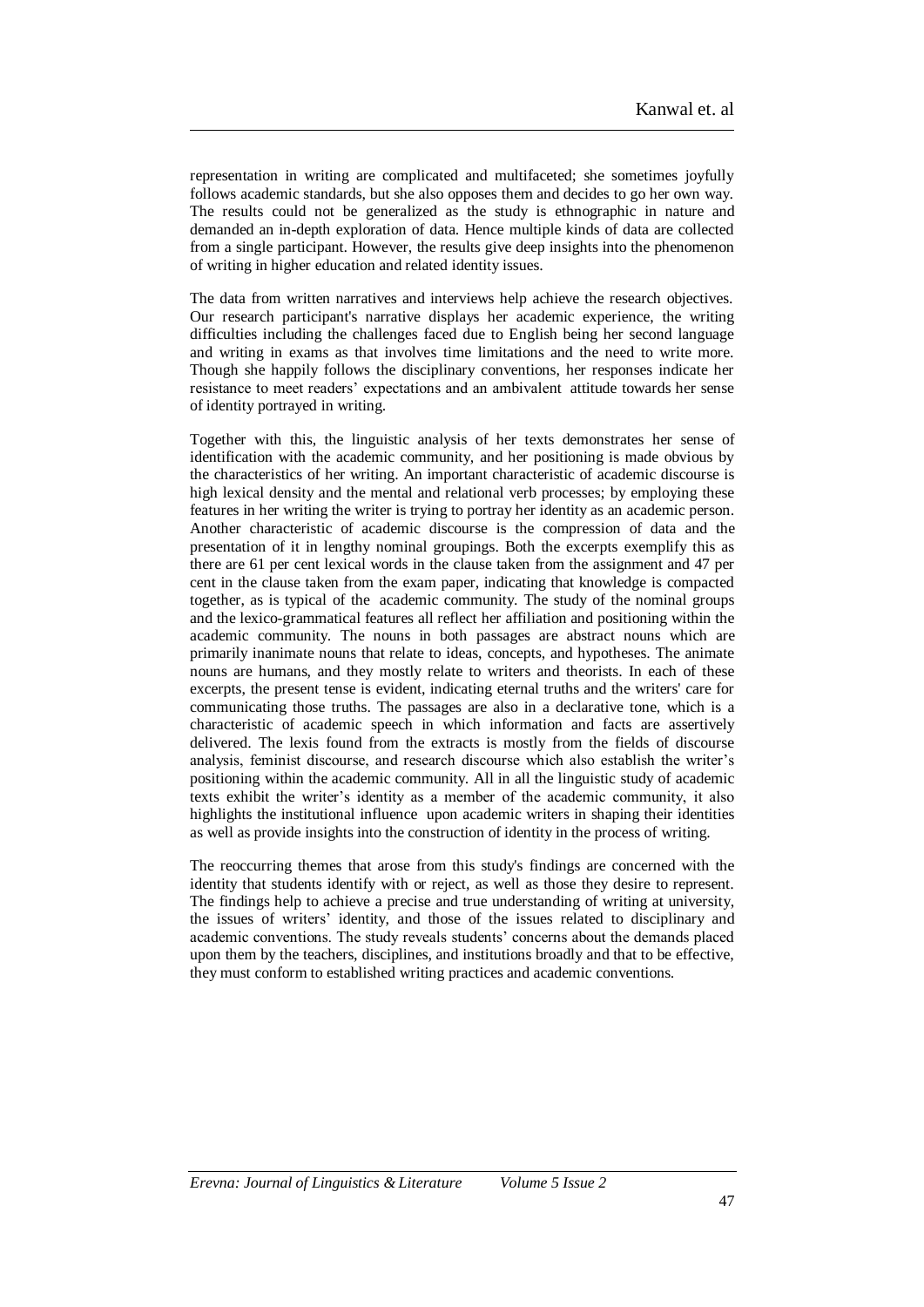representation in writing are complicated and multifaceted; she sometimes joyfully follows academic standards, but she also opposes them and decides to go her own way. The results could not be generalized as the study is ethnographic in nature and demanded an in-depth exploration of data. Hence multiple kinds of data are collected from a single participant. However, the results give deep insights into the phenomenon of writing in higher education and related identity issues.

The data from written narratives and interviews help achieve the research objectives. Our research participant's narrative displays her academic experience, the writing difficulties including the challenges faced due to English being her second language and writing in exams as that involves time limitations and the need to write more. Though she happily follows the disciplinary conventions, her responses indicate her resistance to meet readers' expectations and an ambivalent attitude towards her sense of identity portrayed in writing.

Together with this, the linguistic analysis of her texts demonstrates her sense of identification with the academic community, and her positioning is made obvious by the characteristics of her writing. An important characteristic of academic discourse is high lexical density and the mental and relational verb processes; by employing these features in her writing the writer is trying to portray her identity as an academic person. Another characteristic of academic discourse is the compression of data and the presentation of it in lengthy nominal groupings. Both the excerpts exemplify this as there are 61 per cent lexical words in the clause taken from the assignment and 47 per cent in the clause taken from the exam paper, indicating that knowledge is compacted together, as is typical of the academic community. The study of the nominal groups and the lexico-grammatical features all reflect her affiliation and positioning within the academic community. The nouns in both passages are abstract nouns which are primarily inanimate nouns that relate to ideas, concepts, and hypotheses. The animate nouns are humans, and they mostly relate to writers and theorists. In each of these excerpts, the present tense is evident, indicating eternal truths and the writers' care for communicating those truths. The passages are also in a declarative tone, which is a characteristic of academic speech in which information and facts are assertively delivered. The lexis found from the extracts is mostly from the fields of discourse analysis, feminist discourse, and research discourse which also establish the writer's positioning within the academic community. All in all the linguistic study of academic texts exhibit the writer's identity as a member of the academic community, it also highlights the institutional influence upon academic writers in shaping their identities as well as provide insights into the construction of identity in the process of writing.

The reoccurring themes that arose from this study's findings are concerned with the identity that students identify with or reject, as well as those they desire to represent. The findings help to achieve a precise and true understanding of writing at university, the issues of writers' identity, and those of the issues related to disciplinary and academic conventions. The study reveals students' concerns about the demands placed upon them by the teachers, disciplines, and institutions broadly and that to be effective, they must conform to established writing practices and academic conventions.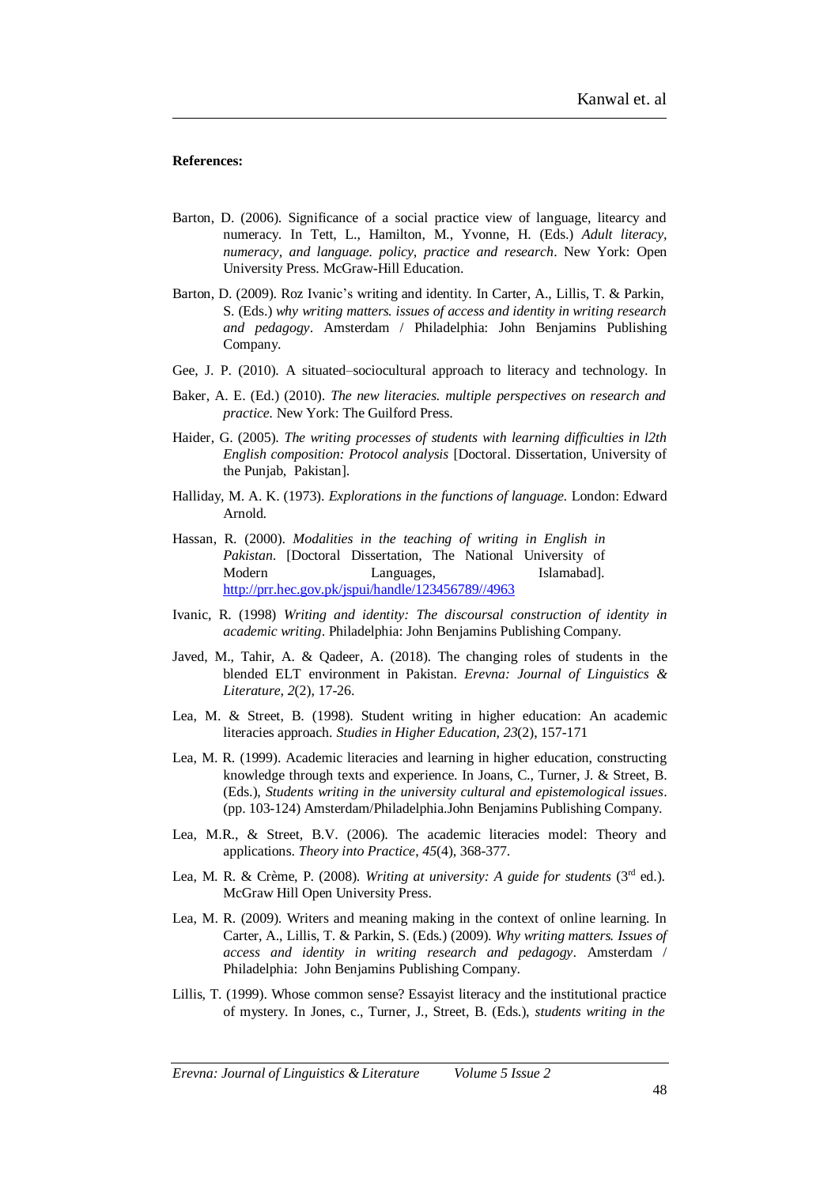**References:**

Barton, D. (2006). Significance of a social practice view of language, litearcy and numeracy. In Tett, L., Hamilton, M., Yvonne, H. (Eds.) *Adult literacy, numeracy, and language. policy, practice and research*. New York: Open University Press. McGraw-Hill Education.

Barton, D. (2009). Roz Ivanic's writing and identity. In Carter, A., Lillis, T. & Parkin, S. (Eds.) *why writing matters. issues of access and identity in writing research and pedagogy*. Amsterdam / Philadelphia: John Benjamins Publishing Company.

Gee, J. P. (2010). A situated–sociocultural approach to literacy and technology. In

Baker, A. E. (Ed.) (2010). *The new literacies. multiple perspectives on research and practice.* New York: The Guilford Press.

Haider, G. (2005). *The writing processes of students with learning difficulties in l2th English composition: Protocol analysis* [Doctoral. Dissertation, University of the Punjab, Pakistan].

Halliday, M. A. K. (1973). *Explorations in the functions of language.* London: Edward Arnold.

Hassan, R. (2000). *Modalities in the teaching of writing in English in Pakistan*. [Doctoral Dissertation, The National University of Modern Languages, Islamabad]. http://prr.hec.gov.pk/jspui/handle/123456789//4963

Ivanic, R. (1998) *Writing and identity: The discoursal construction of identity in academic writing*. Philadelphia: John Benjamins Publishing Company.

Javed, M., Tahir, A. & Qadeer, A. (2018). The changing roles of students in the blended ELT environment in Pakistan. *Erevna: Journal of Linguistics & Literature, 2*(2), 17-26.

Lea, M. & Street, B. (1998). Student writing in higher education: An academic literacies approach. *Studies in Higher Education, 23*(2), 157-171

Lea, M. R. (1999). Academic literacies and learning in higher education, constructing knowledge through texts and experience. In Joans, C., Turner, J. & Street, B. (Eds.), *Students writing in the university cultural and epistemological issues*. (pp. 103-124) Amsterdam/Philadelphia.John Benjamins Publishing Company.

Lea, M.R., & Street, B.V. (2006). The academic literacies model: Theory and applications. *Theory into Practice, 45*(4), 368-377.

Lea, M. R. & Crème, P. (2008). *Writing at university: A guide for students* (3rd ed.). McGraw Hill Open University Press.

Lea, M. R. (2009). Writers and meaning making in the context of online learning. In Carter, A., Lillis, T. & Parkin, S. (Eds.) (2009). *Why writing matters. Issues of access and identity in writing research and pedagogy*. Amsterdam / Philadelphia: John Benjamins Publishing Company.

Lillis, T. (1999). Whose common sense? Essayist literacy and the institutional practice of mystery. In Jones, c., Turner, J., Street, B. (Eds.), *students writing in the*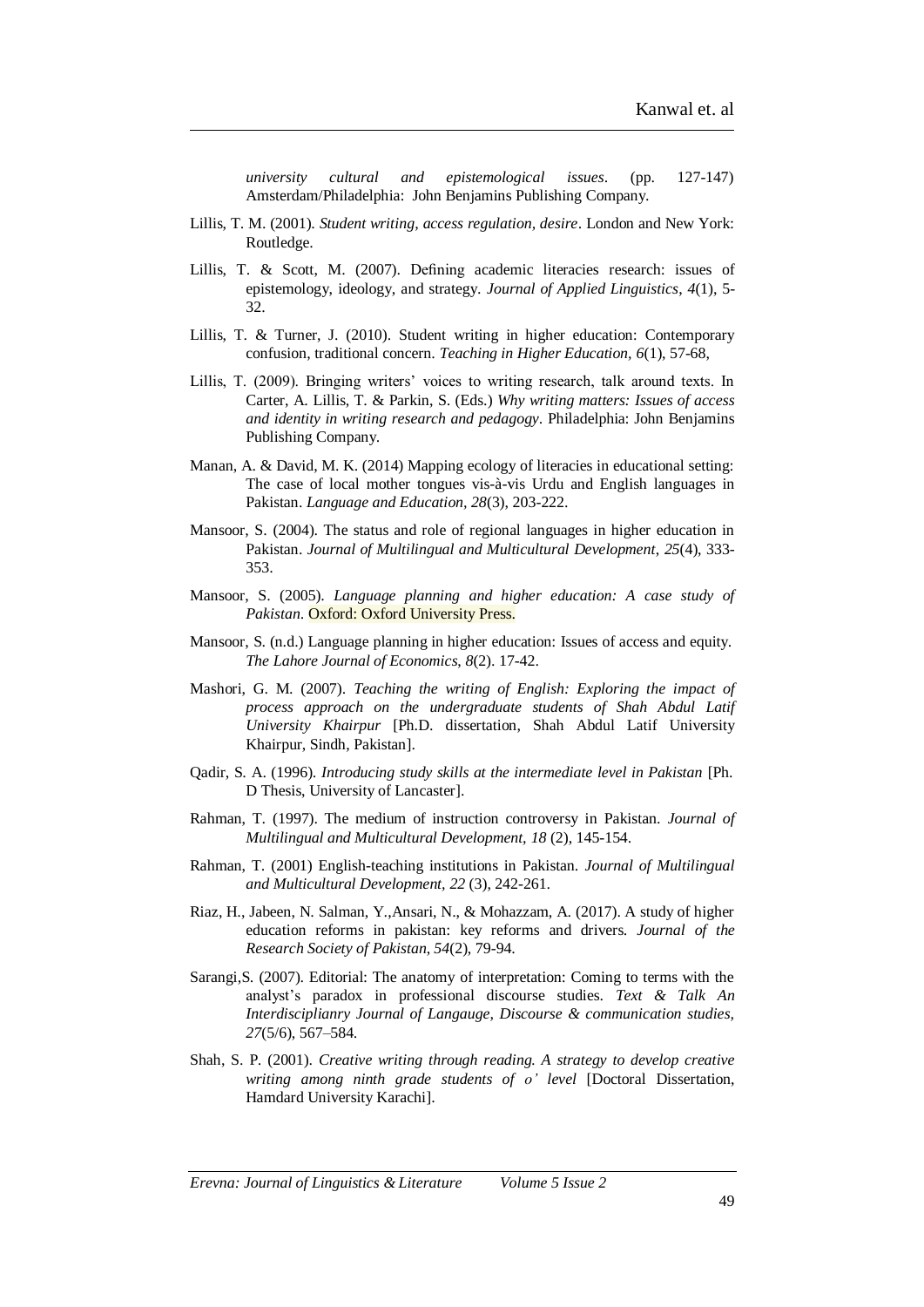*university cultural and epistemological issues*. (pp. 127-147) Amsterdam/Philadelphia: John Benjamins Publishing Company.

Lillis, T. M. (2001). *Student writing, access regulation, desire*. London and New York: Routledge.

Lillis, T. & Scott, M. (2007). Defining academic literacies research: issues of epistemology, ideology, and strategy. *Journal of Applied Linguistics*, *4*(1), 5-32.

Lillis, T. & Turner, J. (2010). Student writing in higher education: Contemporary confusion, traditional concern. *Teaching in Higher Education, 6*(1), 57-68,

Lillis, T. (2009). Bringing writers' voices to writing research, talk around texts. In Carter, A. Lillis, T. & Parkin, S. (Eds.) *Why writing matters: Issues of access and identity in writing research and pedagogy*. Philadelphia: John Benjamins Publishing Company.

Manan, A. & David, M. K. (2014) Mapping ecology of literacies in educational setting: The case of local mother tongues vis-à-vis Urdu and English languages in Pakistan. *Language and Education, 28*(3), 203-222.

Mansoor, S. (2004). The status and role of regional languages in higher education in Pakistan. *Journal of Multilingual and Multicultural Development*, *25*(4), 333-353.

Mansoor, S. (2005). *Language planning and higher education: A case study of Pakistan*. Oxford: Oxford University Press.

Mansoor, S. (n.d.) Language planning in higher education: Issues of access and equity. *The Lahore Journal of Economics*, *8*(2). 17-42.

Mashori, G. M. (2007). *Teaching the writing of English: Exploring the impact of process approach on the undergraduate students of Shah Abdul Latif University Khairpur* [Ph.D. dissertation, Shah Abdul Latif University Khairpur, Sindh, Pakistan].

Qadir, S. A. (1996). *Introducing study skills at the intermediate level in Pakistan* [Ph. D Thesis, University of Lancaster].

Rahman, T. (1997). The medium of instruction controversy in Pakistan. *Journal of Multilingual and Multicultural Development, 18* (2), 145-154.

Rahman, T. (2001) English-teaching institutions in Pakistan. *Journal of Multilingual and Multicultural Development, 22* (3), 242-261.

Riaz, H., Jabeen, N. Salman, Y.,Ansari, N., & Mohazzam, A. (2017). A study of higher education reforms in pakistan: key reforms and drivers. *Journal of the Research Society of Pakistan*, *54*(2), 79-94.

Sarangi,S. (2007). Editorial: The anatomy of interpretation: Coming to terms with the analyst's paradox in professional discourse studies. *Text & Talk An Interdisciplianry Journal of Langauge, Discourse & communication studies, 27*(5/6), 567–584.

Shah, S. P. (2001). *Creative writing through reading. A strategy to develop creative writing among ninth grade students of o' level* [Doctoral Dissertation, Hamdard University Karachi].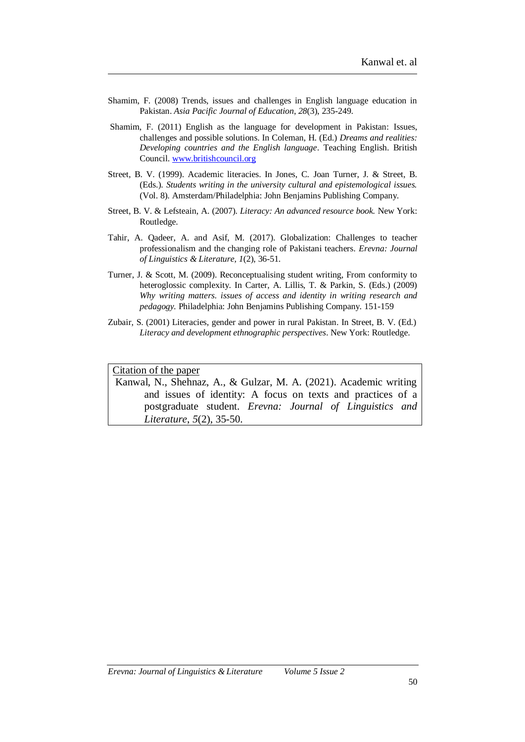Shamim, F. (2008) Trends, issues and challenges in English language education in Pakistan. *Asia Pacific Journal of Education*, *28*(3), 235-249.

Shamim, F. (2011) English as the language for development in Pakistan: Issues, challenges and possible solutions. In Coleman, H. (Ed.) *Dreams and realities: Developing countries and the English language*. Teaching English. British Council. www.britishcouncil.org

Street, B. V. (1999). Academic literacies. In Jones, C. Joan Turner, J. & Street, B. (Eds.). *Students writing in the university cultural and epistemological issues.* (Vol. 8). Amsterdam/Philadelphia: John Benjamins Publishing Company.

Street, B. V. & Lefstein, A. (2007). *Literacy: An advanced resource book.* New York: Routledge.

Tahir, A. Qadeer, A. and Asif, M. (2017). Globalization: Challenges to teacher professionalism and the changing role of Pakistani teachers. *Erevna: Journal of Linguistics & Literature, 1*(2), 36-51.

Turner, J. & Scott, M. (2009). Reconceptualising student writing, From conformity to heteroglossic complexity. In Carter, A. Lillis, T. & Parkin, S. (Eds.) (2009) *Why writing matters. issues of access and identity in writing research and pedagogy.* Philadelphia: John Benjamins Publishing Company. 151-159

Zubair, S. (2001) Literacies, gender and power in rural Pakistan. In Street, B. V. (Ed.) *Literacy and development ethnographic perspectives*. New York: Routledge.

Citation of the paper

Kanwal, N., Shehnaz, A., & Gulzar, M. A. (2021). Academic writing and issues of identity: A focus on texts and practices of a postgraduate student. *Erevna: Journal of Linguistics and Literature*, *5*(2), 35-50.